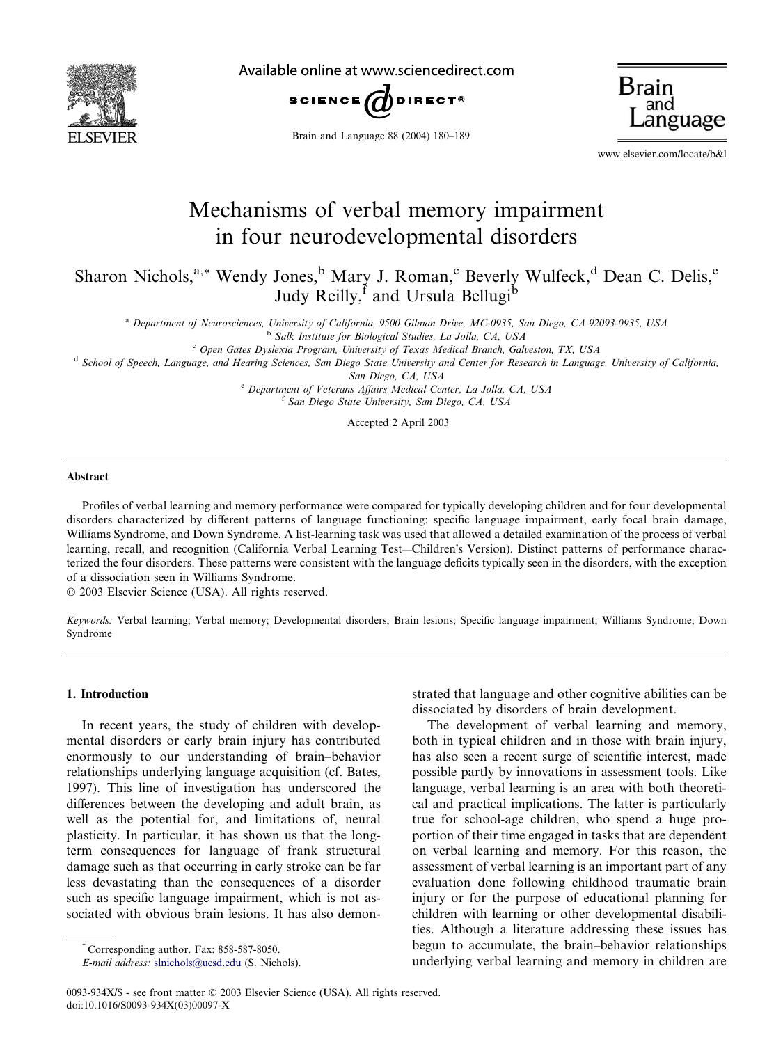# Mechanisms of verbal memory impairment in four neurodevelopmental disorders

Sharon Nichols,[a,*] Wendy Jones,[b] Mary J. Roman,[c] Beverly Wulfeck,[d] Dean C. Delis,[e] Judy Reilly,[f] and Ursula Bellugi[b]

[a] *Department of Neurosciences, University of California, 9500 Gilman Drive, MC-0935, San Diego, CA 92093-0935, USA*
[b] *Salk Institute for Biological Studies, La Jolla, CA, USA*
[c] *Open Gates Dyslexia Program, University of Texas Medical Branch, Galveston, TX, USA*
[d] *School of Speech, Language, and Hearing Sciences, San Diego State University and Center for Research in Language, University of California, San Diego, CA, USA*
[e] *Department of Veterans Affairs Medical Center, La Jolla, CA, USA*
[f] *San Diego State University, San Diego, CA, USA*

Accepted 2 April 2003

## Abstract

Profiles of verbal learning and memory performance were compared for typically developing children and for four developmental disorders characterized by different patterns of language functioning: specific language impairment, early focal brain damage, Williams Syndrome, and Down Syndrome. A list-learning task was used that allowed a detailed examination of the process of verbal learning, recall, and recognition (California Verbal Learning Test—Children's Version). Distinct patterns of performance characterized the four disorders. These patterns were consistent with the language deficits typically seen in the disorders, with the exception of a dissociation seen in Williams Syndrome.

© 2003 Elsevier Science (USA). All rights reserved.

*Keywords:* Verbal learning; Verbal memory; Developmental disorders; Brain lesions; Specific language impairment; Williams Syndrome; Down Syndrome

## 1. Introduction

In recent years, the study of children with developmental disorders or early brain injury has contributed enormously to our understanding of brain–behavior relationships underlying language acquisition (cf. Bates, 1997). This line of investigation has underscored the differences between the developing and adult brain, as well as the potential for, and limitations of, neural plasticity. In particular, it has shown us that the long-term consequences for language of frank structural damage such as that occurring in early stroke can be far less devastating than the consequences of a disorder such as specific language impairment, which is not associated with obvious brain lesions. It has also demonstrated that language and other cognitive abilities can be dissociated by disorders of brain development.

The development of verbal learning and memory, both in typical children and in those with brain injury, has also seen a recent surge of scientific interest, made possible partly by innovations in assessment tools. Like language, verbal learning is an area with both theoretical and practical implications. The latter is particularly true for school-age children, who spend a huge proportion of their time engaged in tasks that are dependent on verbal learning and memory. For this reason, the assessment of verbal learning is an important part of any evaluation done following childhood traumatic brain injury or for the purpose of educational planning for children with learning or other developmental disabilities. Although a literature addressing these issues has begun to accumulate, the brain–behavior relationships underlying verbal learning and memory in children are

\* Corresponding author. Fax: 858-587-8050.
*E-mail address:* slnichols@ucsd.edu (S. Nichols).

0093-934X/$ - see front matter © 2003 Elsevier Science (USA). All rights reserved.
doi:10.1016/S0093-934X(03)00097-X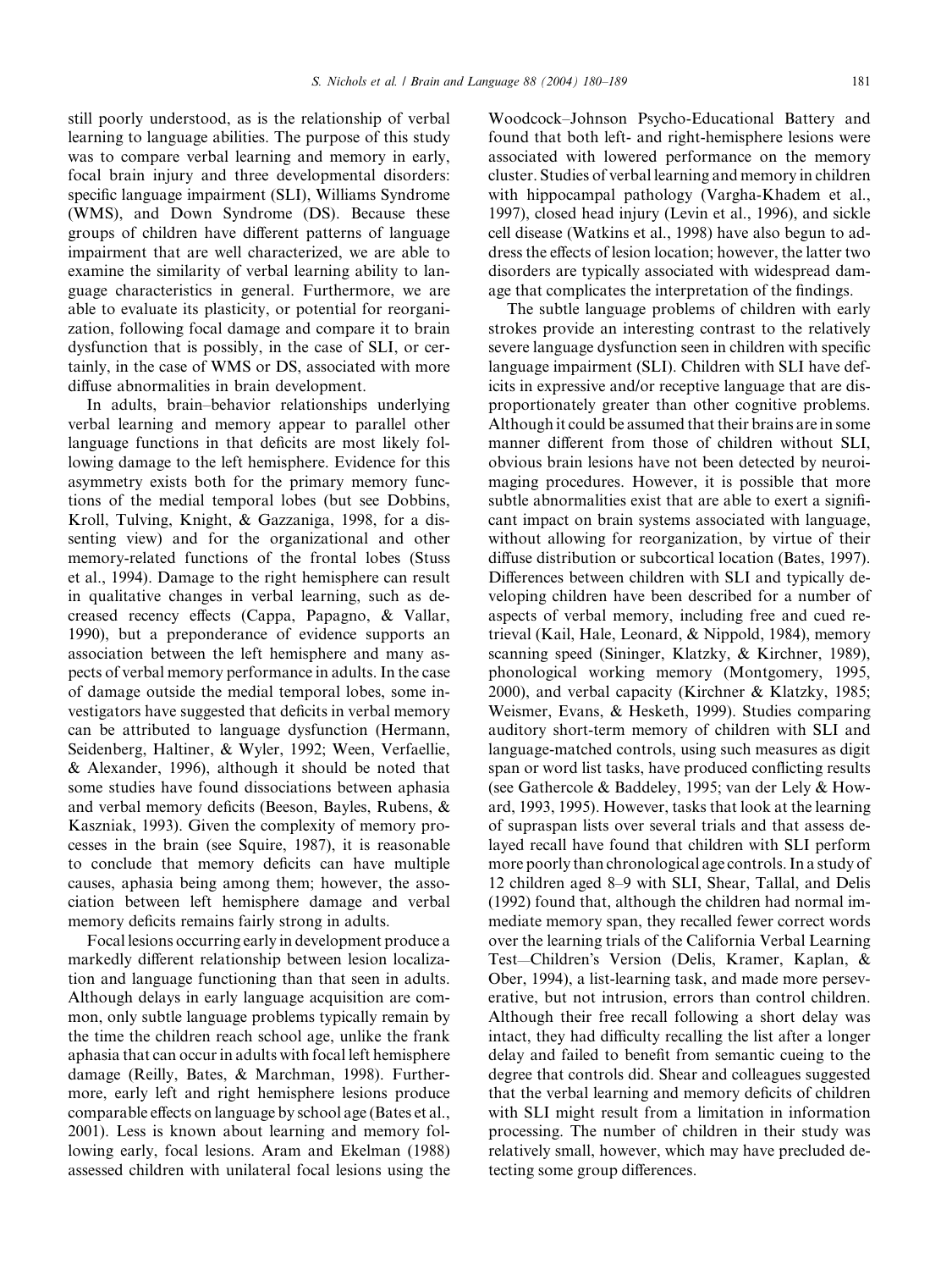still poorly understood, as is the relationship of verbal learning to language abilities. The purpose of this study was to compare verbal learning and memory in early, focal brain injury and three developmental disorders: specific language impairment (SLI), Williams Syndrome (WMS), and Down Syndrome (DS). Because these groups of children have different patterns of language impairment that are well characterized, we are able to examine the similarity of verbal learning ability to language characteristics in general. Furthermore, we are able to evaluate its plasticity, or potential for reorganization, following focal damage and compare it to brain dysfunction that is possibly, in the case of SLI, or certainly, in the case of WMS or DS, associated with more diffuse abnormalities in brain development.

In adults, brain–behavior relationships underlying verbal learning and memory appear to parallel other language functions in that deficits are most likely following damage to the left hemisphere. Evidence for this asymmetry exists both for the primary memory functions of the medial temporal lobes (but see Dobbins, Kroll, Tulving, Knight, & Gazzaniga, 1998, for a dissenting view) and for the organizational and other memory-related functions of the frontal lobes (Stuss et al., 1994). Damage to the right hemisphere can result in qualitative changes in verbal learning, such as decreased recency effects (Cappa, Papagno, & Vallar, 1990), but a preponderance of evidence supports an association between the left hemisphere and many aspects of verbal memory performance in adults. In the case of damage outside the medial temporal lobes, some investigators have suggested that deficits in verbal memory can be attributed to language dysfunction (Hermann, Seidenberg, Haltiner, & Wyler, 1992; Ween, Verfaellie, & Alexander, 1996), although it should be noted that some studies have found dissociations between aphasia and verbal memory deficits (Beeson, Bayles, Rubens, & Kaszniak, 1993). Given the complexity of memory processes in the brain (see Squire, 1987), it is reasonable to conclude that memory deficits can have multiple causes, aphasia being among them; however, the association between left hemisphere damage and verbal memory deficits remains fairly strong in adults.

Focal lesions occurring early in development produce a markedly different relationship between lesion localization and language functioning than that seen in adults. Although delays in early language acquisition are common, only subtle language problems typically remain by the time the children reach school age, unlike the frank aphasia that can occur in adults with focal left hemisphere damage (Reilly, Bates, & Marchman, 1998). Furthermore, early left and right hemisphere lesions produce comparable effects on language by school age (Bates et al., 2001). Less is known about learning and memory following early, focal lesions. Aram and Ekelman (1988) assessed children with unilateral focal lesions using the Woodcock–Johnson Psycho-Educational Battery and found that both left- and right-hemisphere lesions were associated with lowered performance on the memory cluster. Studies of verbal learning and memory in children with hippocampal pathology (Vargha-Khadem et al., 1997), closed head injury (Levin et al., 1996), and sickle cell disease (Watkins et al., 1998) have also begun to address the effects of lesion location; however, the latter two disorders are typically associated with widespread damage that complicates the interpretation of the findings.

The subtle language problems of children with early strokes provide an interesting contrast to the relatively severe language dysfunction seen in children with specific language impairment (SLI). Children with SLI have deficits in expressive and/or receptive language that are disproportionately greater than other cognitive problems. Although it could be assumed that their brains are in some manner different from those of children without SLI, obvious brain lesions have not been detected by neuroimaging procedures. However, it is possible that more subtle abnormalities exist that are able to exert a significant impact on brain systems associated with language, without allowing for reorganization, by virtue of their diffuse distribution or subcortical location (Bates, 1997). Differences between children with SLI and typically developing children have been described for a number of aspects of verbal memory, including free and cued retrieval (Kail, Hale, Leonard, & Nippold, 1984), memory scanning speed (Sininger, Klatzky, & Kirchner, 1989), phonological working memory (Montgomery, 1995, 2000), and verbal capacity (Kirchner & Klatzky, 1985; Weismer, Evans, & Hesketh, 1999). Studies comparing auditory short-term memory of children with SLI and language-matched controls, using such measures as digit span or word list tasks, have produced conflicting results (see Gathercole & Baddeley, 1995; van der Lely & Howard, 1993, 1995). However, tasks that look at the learning of supraspan lists over several trials and that assess delayed recall have found that children with SLI perform more poorly than chronological age controls. In a study of 12 children aged 8–9 with SLI, Shear, Tallal, and Delis (1992) found that, although the children had normal immediate memory span, they recalled fewer correct words over the learning trials of the California Verbal Learning Test—Children's Version (Delis, Kramer, Kaplan, & Ober, 1994), a list-learning task, and made more perseverative, but not intrusion, errors than control children. Although their free recall following a short delay was intact, they had difficulty recalling the list after a longer delay and failed to benefit from semantic cueing to the degree that controls did. Shear and colleagues suggested that the verbal learning and memory deficits of children with SLI might result from a limitation in information processing. The number of children in their study was relatively small, however, which may have precluded detecting some group differences.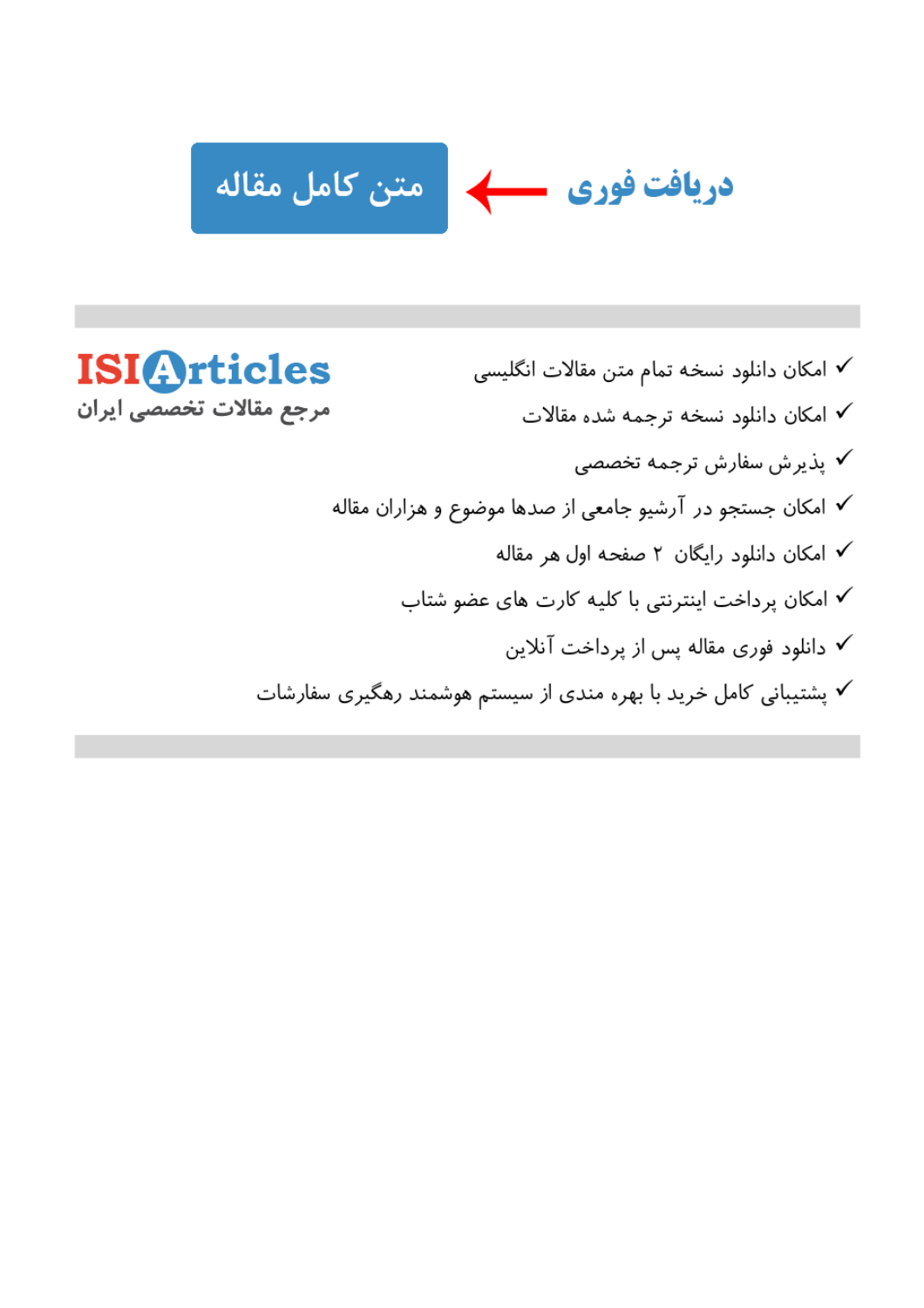دریافت فوری ← **متن کامل مقاله**

**ISIArticles**
مرجع مقالات تخصصی ایران

- ✓ امکان دانلود نسخه تمام متن مقالات انگلیسی
- ✓ امکان دانلود نسخه ترجمه شده مقالات
- ✓ پذیرش سفارش ترجمه تخصصی
- ✓ امکان جستجو در آرشیو جامعی از صدها موضوع و هزاران مقاله
- ✓ امکان دانلود رایگان ۲ صفحه اول هر مقاله
- ✓ امکان پرداخت اینترنتی با کلیه کارت های عضو شتاب
- ✓ دانلود فوری مقاله پس از پرداخت آنلاین
- ✓ پشتیبانی کامل خرید با بهره مندی از سیستم هوشمند رهگیری سفارشات